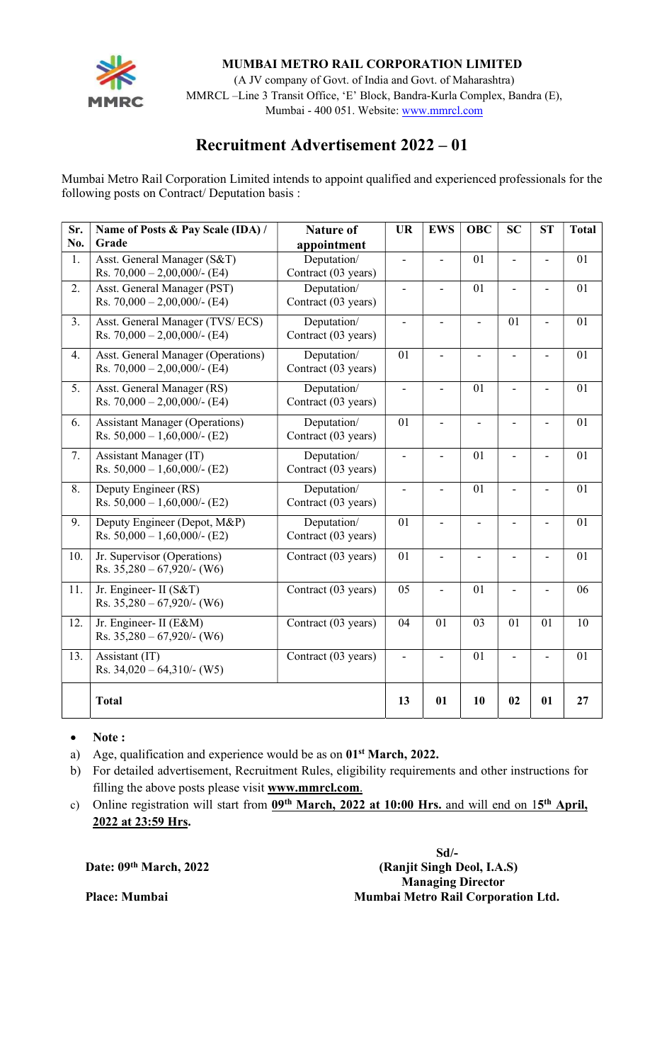**MUMBAI METRO RAIL CORPORATION LIMITED**

(A JV company of Govt. of India and Govt. of Maharashtra)

MMRCL –Line 3 Transit Office, 'E' Block, Bandra-Kurla Complex, Bandra (E),

Mumbai - 400 051. Website: www.mmrcl.com

# Recruitment Advertisement 2022 – 01

Mumbai Metro Rail Corporation Limited intends to appoint qualified and experienced professionals for the following posts on Contract/ Deputation basis :

| Sr. No. | Name of Posts & Pay Scale (IDA) / Grade | Nature of appointment | UR | EWS | OBC | SC | ST | Total |
|---|---|---|---|---|---|---|---|---|
| 1. | Asst. General Manager (S&T) Rs. 70,000 – 2,00,000/- (E4) | Deputation/ Contract (03 years) | - | - | 01 | - | - | 01 |
| 2. | Asst. General Manager (PST) Rs. 70,000 – 2,00,000/- (E4) | Deputation/ Contract (03 years) | - | - | 01 | - | - | 01 |
| 3. | Asst. General Manager (TVS/ ECS) Rs. 70,000 – 2,00,000/- (E4) | Deputation/ Contract (03 years) | - | - | - | 01 | - | 01 |
| 4. | Asst. General Manager (Operations) Rs. 70,000 – 2,00,000/- (E4) | Deputation/ Contract (03 years) | 01 | - | - | - | - | 01 |
| 5. | Asst. General Manager (RS) Rs. 70,000 – 2,00,000/- (E4) | Deputation/ Contract (03 years) | - | - | 01 | - | - | 01 |
| 6. | Assistant Manager (Operations) Rs. 50,000 – 1,60,000/- (E2) | Deputation/ Contract (03 years) | 01 | - | - | - | - | 01 |
| 7. | Assistant Manager (IT) Rs. 50,000 – 1,60,000/- (E2) | Deputation/ Contract (03 years) | - | - | 01 | - | - | 01 |
| 8. | Deputy Engineer (RS) Rs. 50,000 – 1,60,000/- (E2) | Deputation/ Contract (03 years) | - | - | 01 | - | - | 01 |
| 9. | Deputy Engineer (Depot, M&P) Rs. 50,000 – 1,60,000/- (E2) | Deputation/ Contract (03 years) | 01 | - | - | - | - | 01 |
| 10. | Jr. Supervisor (Operations) Rs. 35,280 – 67,920/- (W6) | Contract (03 years) | 01 | - | - | - | - | 01 |
| 11. | Jr. Engineer- II (S&T) Rs. 35,280 – 67,920/- (W6) | Contract (03 years) | 05 | - | 01 | - | - | 06 |
| 12. | Jr. Engineer- II (E&M) Rs. 35,280 – 67,920/- (W6) | Contract (03 years) | 04 | 01 | 03 | 01 | 01 | 10 |
| 13. | Assistant (IT) Rs. 34,020 – 64,310/- (W5) | Contract (03 years) | - | - | 01 | - | - | 01 |
| | **Total** | | **13** | **01** | **10** | **02** | **01** | **27** |

- **Note :**

a) Age, qualification and experience would be as on **01st March, 2022.**

b) For detailed advertisement, Recruitment Rules, eligibility requirements and other instructions for filling the above posts please visit **www.mmrcl.com**.

c) Online registration will start from **09th March, 2022 at 10:00 Hrs.** and will end on **15th April, 2022 at 23:59 Hrs.**

**Date: 09th March, 2022**

**Place: Mumbai**

**Sd/-**

**(Ranjit Singh Deol, I.A.S)**

**Managing Director**

**Mumbai Metro Rail Corporation Ltd.**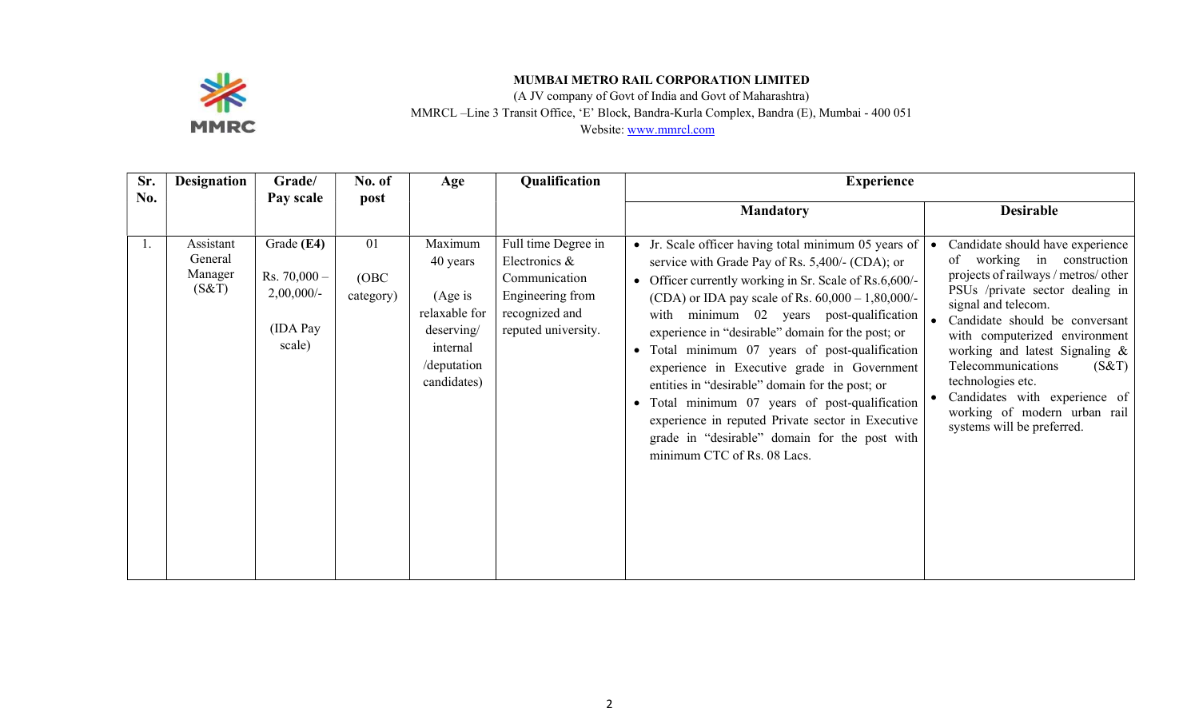**MUMBAI METRO RAIL CORPORATION LIMITED**

(A JV company of Govt of India and Govt of Maharashtra)

MMRCL –Line 3 Transit Office, 'E' Block, Bandra-Kurla Complex, Bandra (E), Mumbai - 400 051

Website: www.mmrcl.com

| Sr. No. | Designation | Grade/ Pay scale | No. of post | Age | Qualification | Experience | |
|---|---|---|---|---|---|---|---|
| | | | | | | **Mandatory** | **Desirable** |
| 1. | Assistant General Manager (S&T) | Grade **(E4)**<br>Rs. 70,000 – 2,00,000/-<br>(IDA Pay scale) | 01<br>(OBC category) | Maximum 40 years<br>(Age is relaxable for deserving/ internal /deputation candidates) | Full time Degree in Electronics & Communication Engineering from recognized and reputed university. | • Jr. Scale officer having total minimum 05 years of service with Grade Pay of Rs. 5,400/- (CDA); or<br>• Officer currently working in Sr. Scale of Rs.6,600/- (CDA) or IDA pay scale of Rs. 60,000 – 1,80,000/- with minimum 02 years post-qualification experience in "desirable" domain for the post; or<br>• Total minimum 07 years of post-qualification experience in Executive grade in Government entities in "desirable" domain for the post; or<br>• Total minimum 07 years of post-qualification experience in reputed Private sector in Executive grade in "desirable" domain for the post with minimum CTC of Rs. 08 Lacs. | • Candidate should have experience of working in construction projects of railways / metros/ other PSUs /private sector dealing in signal and telecom.<br>• Candidate should be conversant with computerized environment working and latest Signaling & Telecommunications (S&T) technologies etc.<br>• Candidates with experience of working of modern urban rail systems will be preferred. |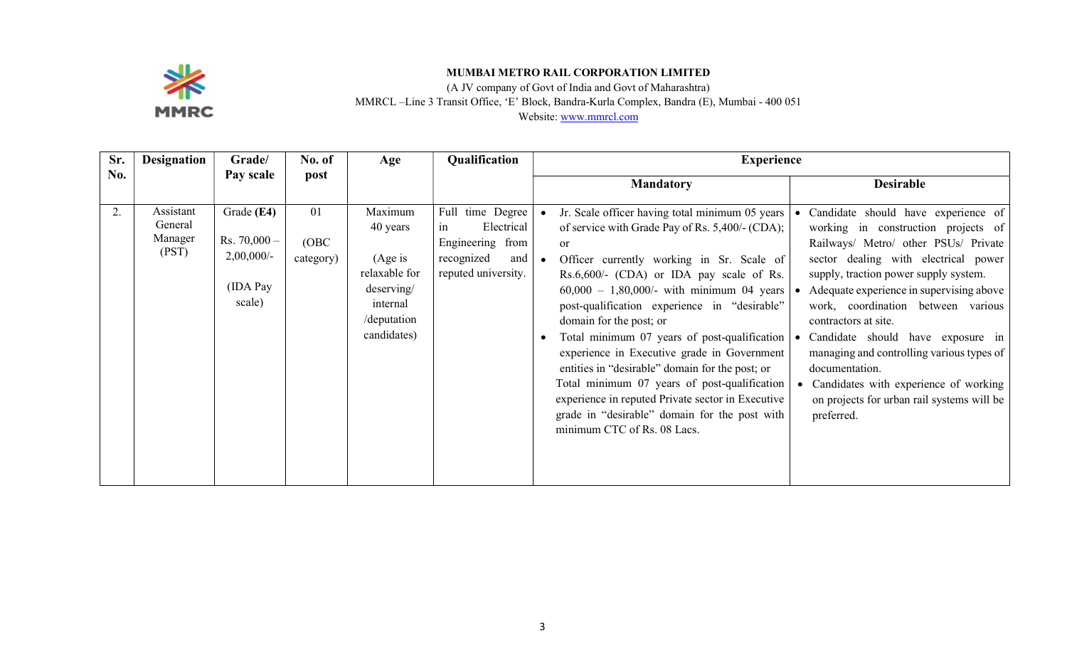**MUMBAI METRO RAIL CORPORATION LIMITED**

(A JV company of Govt of India and Govt of Maharashtra)

MMRCL –Line 3 Transit Office, 'E' Block, Bandra-Kurla Complex, Bandra (E), Mumbai - 400 051

Website: www.mmrcl.com

| Sr. No. | Designation | Grade/ Pay scale | No. of post | Age | Qualification | Experience | |
|---|---|---|---|---|---|---|---|
| | | | | | | **Mandatory** | **Desirable** |
| 2. | Assistant General Manager (PST) | Grade **(E4)** Rs. 70,000 – 2,00,000/- (IDA Pay scale) | 01 (OBC category) | Maximum 40 years (Age is relaxable for deserving/ internal /deputation candidates) | Full time Degree in Electrical Engineering from recognized and reputed university. | • Jr. Scale officer having total minimum 05 years of service with Grade Pay of Rs. 5,400/- (CDA); or<br>• Officer currently working in Sr. Scale of Rs.6,600/- (CDA) or IDA pay scale of Rs. 60,000 – 1,80,000/- with minimum 04 years post-qualification experience in "desirable" domain for the post; or<br>• Total minimum 07 years of post-qualification experience in Executive grade in Government entities in "desirable" domain for the post; or<br>Total minimum 07 years of post-qualification experience in reputed Private sector in Executive grade in "desirable" domain for the post with minimum CTC of Rs. 08 Lacs. | • Candidate should have experience of working in construction projects of Railways/ Metro/ other PSUs/ Private sector dealing with electrical power supply, traction power supply system.<br>• Adequate experience in supervising above work, coordination between various contractors at site.<br>• Candidate should have exposure in managing and controlling various types of documentation.<br>• Candidates with experience of working on projects for urban rail systems will be preferred. |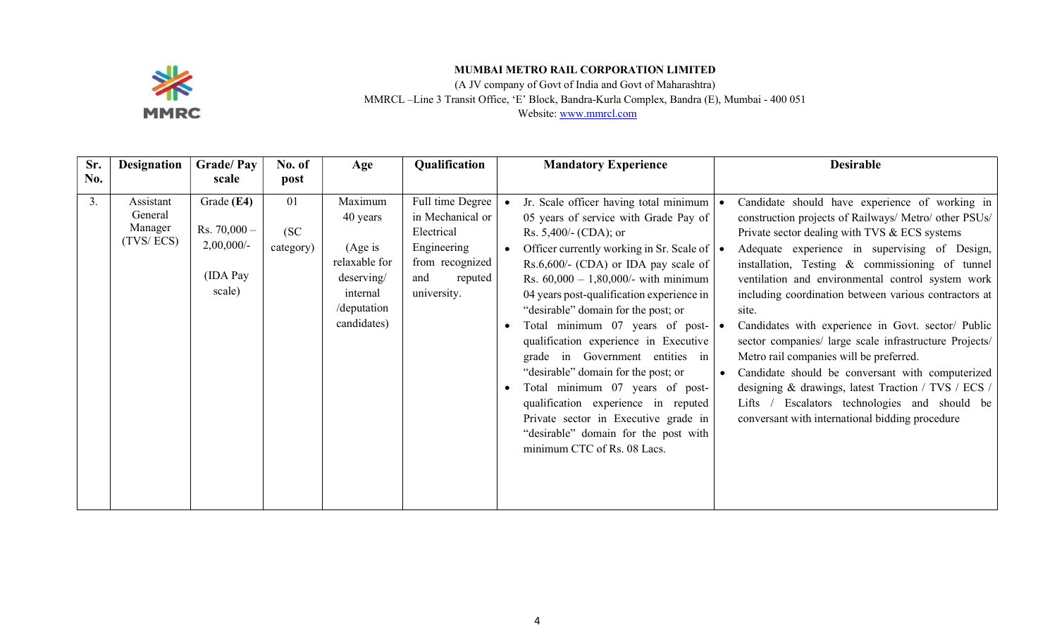**MUMBAI METRO RAIL CORPORATION LIMITED**
(A JV company of Govt of India and Govt of Maharashtra)
MMRCL –Line 3 Transit Office, 'E' Block, Bandra-Kurla Complex, Bandra (E), Mumbai - 400 051
Website: www.mmrcl.com

| Sr. No. | Designation | Grade/ Pay scale | No. of post | Age | Qualification | Mandatory Experience | Desirable |
|---|---|---|---|---|---|---|---|
| 3. | Assistant General Manager (TVS/ ECS) | Grade **(E4)**<br>Rs. 70,000 – 2,00,000/-<br>(IDA Pay scale) | 01<br>(SC category) | Maximum 40 years<br>(Age is relaxable for deserving/ internal /deputation candidates) | Full time Degree in Mechanical or Electrical Engineering from recognized and reputed university. | • Jr. Scale officer having total minimum 05 years of service with Grade Pay of Rs. 5,400/- (CDA); or<br>• Officer currently working in Sr. Scale of Rs.6,600/- (CDA) or IDA pay scale of Rs. 60,000 – 1,80,000/- with minimum 04 years post-qualification experience in "desirable" domain for the post; or<br>• Total minimum 07 years of post-qualification experience in Executive grade in Government entities in "desirable" domain for the post; or<br>• Total minimum 07 years of post-qualification experience in reputed Private sector in Executive grade in "desirable" domain for the post with minimum CTC of Rs. 08 Lacs. | • Candidate should have experience of working in construction projects of Railways/ Metro/ other PSUs/ Private sector dealing with TVS & ECS systems<br>• Adequate experience in supervising of Design, installation, Testing & commissioning of tunnel ventilation and environmental control system work including coordination between various contractors at site.<br>• Candidates with experience in Govt. sector/ Public sector companies/ large scale infrastructure Projects/ Metro rail companies will be preferred.<br>• Candidate should be conversant with computerized designing & drawings, latest Traction / TVS / ECS / Lifts / Escalators technologies and should be conversant with international bidding procedure |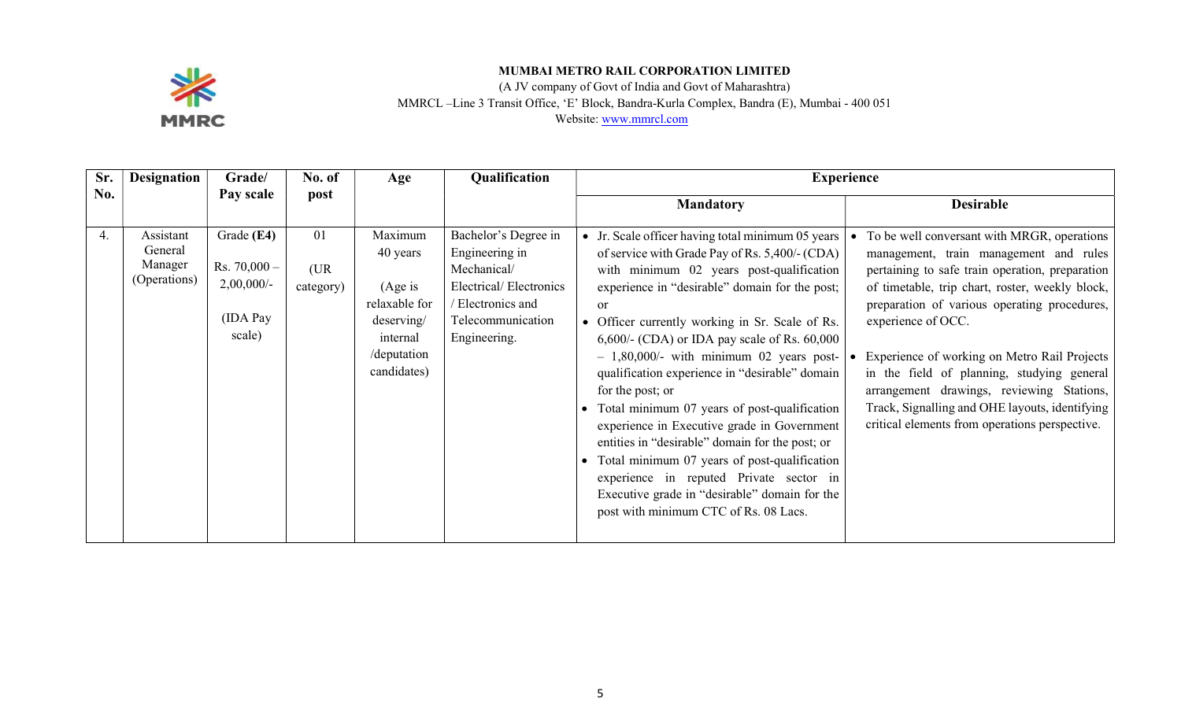**MUMBAI METRO RAIL CORPORATION LIMITED**

(A JV company of Govt of India and Govt of Maharashtra)

MMRCL –Line 3 Transit Office, 'E' Block, Bandra-Kurla Complex, Bandra (E), Mumbai - 400 051

Website: www.mmrcl.com

| Sr. No. | Designation | Grade/ Pay scale | No. of post | Age | Qualification | Experience | |
|---|---|---|---|---|---|---|---|
| | | | | | | **Mandatory** | **Desirable** |
| 4. | Assistant General Manager (Operations) | Grade **(E4)** Rs. 70,000 – 2,00,000/- (IDA Pay scale) | 01 (UR category) | Maximum 40 years (Age is relaxable for deserving/ internal /deputation candidates) | Bachelor's Degree in Engineering in Mechanical/ Electrical/ Electronics / Electronics and Telecommunication Engineering. | • Jr. Scale officer having total minimum 05 years of service with Grade Pay of Rs. 5,400/- (CDA) with minimum 02 years post-qualification experience in "desirable" domain for the post; or<br>• Officer currently working in Sr. Scale of Rs. 6,600/- (CDA) or IDA pay scale of Rs. 60,000 – 1,80,000/- with minimum 02 years post-qualification experience in "desirable" domain for the post; or<br>• Total minimum 07 years of post-qualification experience in Executive grade in Government entities in "desirable" domain for the post; or<br>• Total minimum 07 years of post-qualification experience in reputed Private sector in Executive grade in "desirable" domain for the post with minimum CTC of Rs. 08 Lacs. | • To be well conversant with MRGR, operations management, train management and rules pertaining to safe train operation, preparation of timetable, trip chart, roster, weekly block, preparation of various operating procedures, experience of OCC.<br>• Experience of working on Metro Rail Projects in the field of planning, studying general arrangement drawings, reviewing Stations, Track, Signalling and OHE layouts, identifying critical elements from operations perspective. |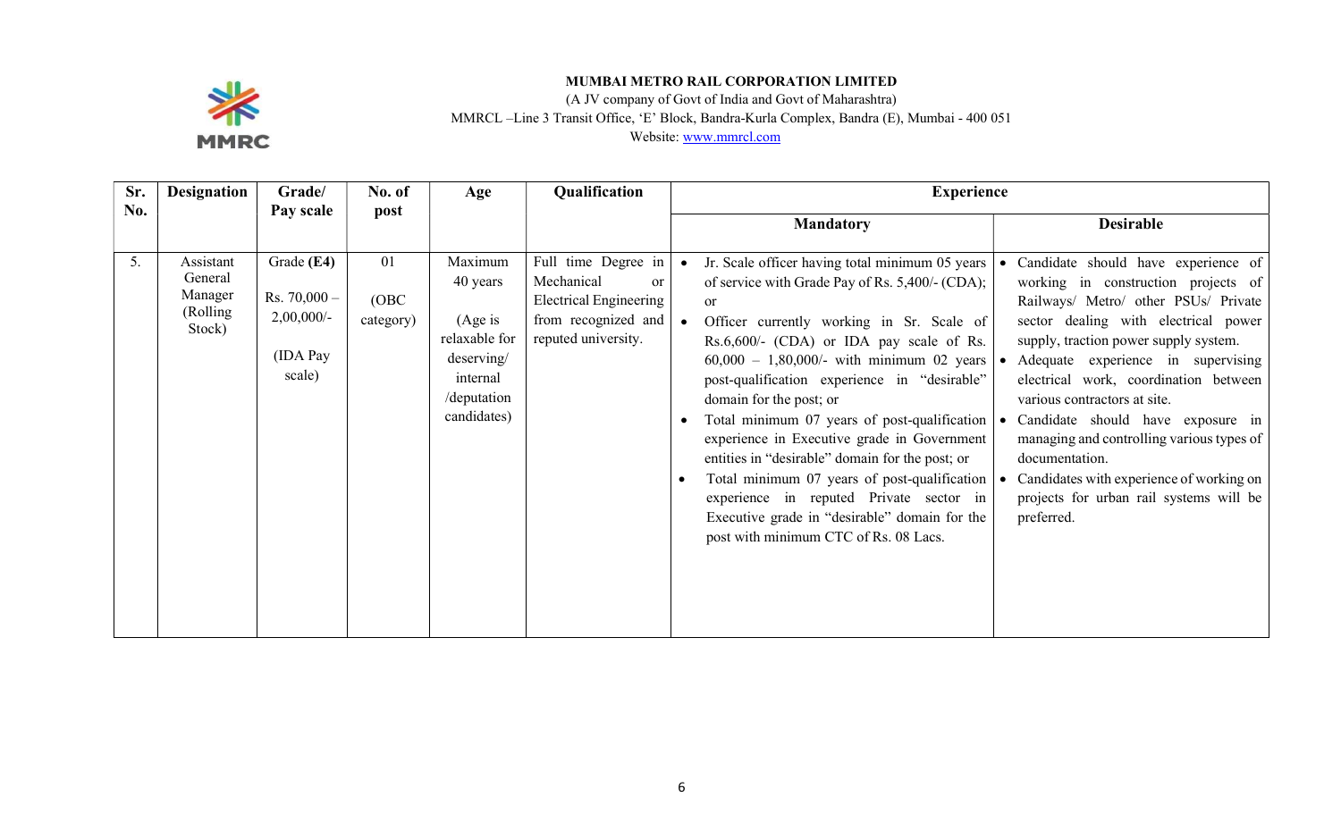**MUMBAI METRO RAIL CORPORATION LIMITED**
(A JV company of Govt of India and Govt of Maharashtra)
MMRCL –Line 3 Transit Office, 'E' Block, Bandra-Kurla Complex, Bandra (E), Mumbai - 400 051
Website: www.mmrcl.com

| Sr. No. | Designation | Grade/ Pay scale | No. of post | Age | Qualification | Experience | |
|---|---|---|---|---|---|---|---|
| | | | | | | **Mandatory** | **Desirable** |
| 5. | Assistant General Manager (Rolling Stock) | Grade **(E4)**<br>Rs. 70,000 – 2,00,000/-<br>(IDA Pay scale) | 01<br>(OBC category) | Maximum 40 years<br>(Age is relaxable for deserving/ internal /deputation candidates) | Full time Degree in Mechanical or Electrical Engineering from recognized and reputed university. | • Jr. Scale officer having total minimum 05 years of service with Grade Pay of Rs. 5,400/- (CDA); or<br>• Officer currently working in Sr. Scale of Rs.6,600/- (CDA) or IDA pay scale of Rs. 60,000 – 1,80,000/- with minimum 02 years post-qualification experience in "desirable" domain for the post; or<br>• Total minimum 07 years of post-qualification experience in Executive grade in Government entities in "desirable" domain for the post; or<br>• Total minimum 07 years of post-qualification experience in reputed Private sector in Executive grade in "desirable" domain for the post with minimum CTC of Rs. 08 Lacs. | • Candidate should have experience of working in construction projects of Railways/ Metro/ other PSUs/ Private sector dealing with electrical power supply, traction power supply system.<br>• Adequate experience in supervising electrical work, coordination between various contractors at site.<br>• Candidate should have exposure in managing and controlling various types of documentation.<br>• Candidates with experience of working on projects for urban rail systems will be preferred. |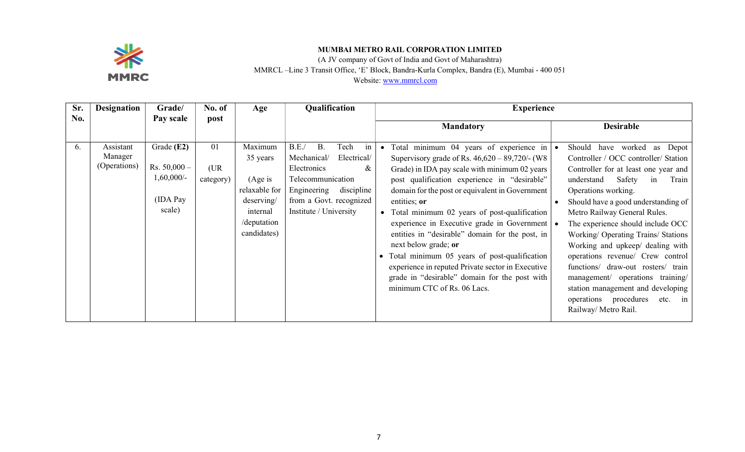**MUMBAI METRO RAIL CORPORATION LIMITED**

(A JV company of Govt of India and Govt of Maharashtra)

MMRCL –Line 3 Transit Office, 'E' Block, Bandra-Kurla Complex, Bandra (E), Mumbai - 400 051

Website: www.mmrcl.com

| Sr. No. | Designation | Grade/ Pay scale | No. of post | Age | Qualification | Experience | |
|---|---|---|---|---|---|---|---|
| | | | | | | **Mandatory** | **Desirable** |
| 6. | Assistant Manager (Operations) | Grade **(E2)**<br><br>Rs. 50,000 – 1,60,000/-<br><br>(IDA Pay scale) | 01<br><br>(UR category) | Maximum 35 years<br><br>(Age is relaxable for deserving/ internal /deputation candidates) | B.E./ B. Tech in Mechanical/ Electrical/ Electronics & Telecommunication Engineering discipline from a Govt. recognized Institute / University | • Total minimum 04 years of experience in Supervisory grade of Rs. 46,620 – 89,720/- (W8 Grade) in IDA pay scale with minimum 02 years post qualification experience in "desirable" domain for the post or equivalent in Government entities; **or**<br>• Total minimum 02 years of post-qualification experience in Executive grade in Government entities in "desirable" domain for the post, in next below grade; **or**<br>• Total minimum 05 years of post-qualification experience in reputed Private sector in Executive grade in "desirable" domain for the post with minimum CTC of Rs. 06 Lacs. | • Should have worked as Depot Controller / OCC controller/ Station Controller for at least one year and understand Safety in Train Operations working.<br>• Should have a good understanding of Metro Railway General Rules.<br>• The experience should include OCC Working/ Operating Trains/ Stations Working and upkeep/ dealing with operations revenue/ Crew control functions/ draw-out rosters/ train management/ operations training/ station management and developing operations procedures etc. in Railway/ Metro Rail. |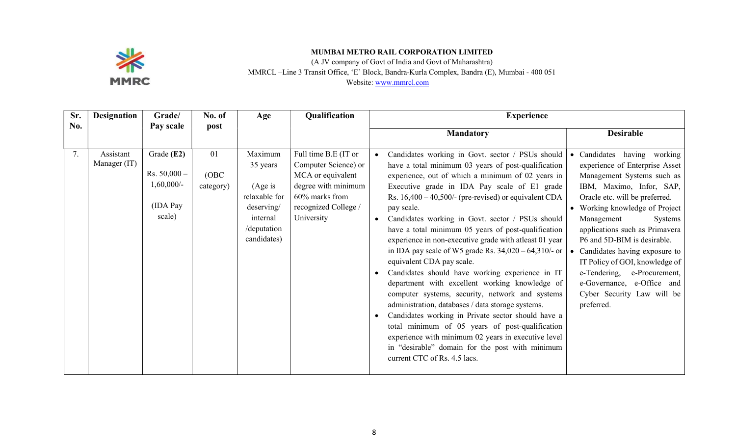**MUMBAI METRO RAIL CORPORATION LIMITED**
(A JV company of Govt of India and Govt of Maharashtra)
MMRCL –Line 3 Transit Office, 'E' Block, Bandra-Kurla Complex, Bandra (E), Mumbai - 400 051
Website: www.mmrcl.com

| Sr. No. | Designation | Grade/ Pay scale | No. of post | Age | Qualification | Experience | |
|---|---|---|---|---|---|---|---|
| | | | | | | **Mandatory** | **Desirable** |
| 7. | Assistant Manager (IT) | Grade **(E2)**<br>Rs. 50,000 – 1,60,000/-<br>(IDA Pay scale) | 01<br>(OBC category) | Maximum 35 years<br>(Age is relaxable for deserving/ internal /deputation candidates) | Full time B.E (IT or Computer Science) or MCA or equivalent degree with minimum 60% marks from recognized College / University | • Candidates working in Govt. sector / PSUs should have a total minimum 03 years of post-qualification experience, out of which a minimum of 02 years in Executive grade in IDA Pay scale of E1 grade Rs. 16,400 – 40,500/- (pre-revised) or equivalent CDA pay scale.<br>• Candidates working in Govt. sector / PSUs should have a total minimum 05 years of post-qualification experience in non-executive grade with atleast 01 year in IDA pay scale of W5 grade Rs. 34,020 – 64,310/- or equivalent CDA pay scale.<br>• Candidates should have working experience in IT department with excellent working knowledge of computer systems, security, network and systems administration, databases / data storage systems.<br>• Candidates working in Private sector should have a total minimum of 05 years of post-qualification experience with minimum 02 years in executive level in "desirable" domain for the post with minimum current CTC of Rs. 4.5 lacs. | • Candidates having working experience of Enterprise Asset Management Systems such as IBM, Maximo, Infor, SAP, Oracle etc. will be preferred.<br>• Working knowledge of Project Management Systems applications such as Primavera P6 and 5D-BIM is desirable.<br>• Candidates having exposure to IT Policy of GOI, knowledge of e-Tendering, e-Procurement, e-Governance, e-Office and Cyber Security Law will be preferred. |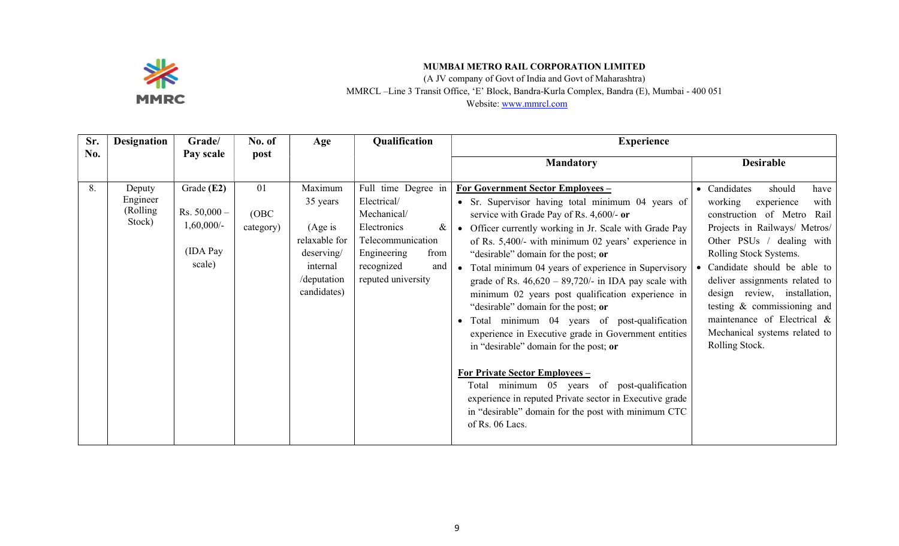**MUMBAI METRO RAIL CORPORATION LIMITED**

(A JV company of Govt of India and Govt of Maharashtra)

MMRCL –Line 3 Transit Office, 'E' Block, Bandra-Kurla Complex, Bandra (E), Mumbai - 400 051

Website: www.mmrcl.com

| Sr. No. | Designation | Grade/ Pay scale | No. of post | Age | Qualification | Experience | |
|---|---|---|---|---|---|---|---|
| | | | | | | **Mandatory** | **Desirable** |
| 8. | Deputy Engineer (Rolling Stock) | Grade **(E2)**<br><br>Rs. 50,000 – 1,60,000/-<br><br>(IDA Pay scale) | 01<br><br>(OBC category) | Maximum 35 years<br><br>(Age is relaxable for deserving/ internal /deputation candidates) | Full time Degree in Electrical/ Mechanical/ Electronics & Telecommunication Engineering from recognized and reputed university | **<u>For Government Sector Employees –</u>**<br>• Sr. Supervisor having total minimum 04 years of service with Grade Pay of Rs. 4,600/- **or**<br>• Officer currently working in Jr. Scale with Grade Pay of Rs. 5,400/- with minimum 02 years' experience in "desirable" domain for the post; **or**<br>• Total minimum 04 years of experience in Supervisory grade of Rs. 46,620 – 89,720/- in IDA pay scale with minimum 02 years post qualification experience in "desirable" domain for the post; **or**<br>• Total minimum 04 years of post-qualification experience in Executive grade in Government entities in "desirable" domain for the post; **or**<br><br>**<u>For Private Sector Employees –</u>**<br>Total minimum 05 years of post-qualification experience in reputed Private sector in Executive grade in "desirable" domain for the post with minimum CTC of Rs. 06 Lacs. | • Candidates should have working experience with construction of Metro Rail Projects in Railways/ Metros/ Other PSUs / dealing with Rolling Stock Systems.<br>• Candidate should be able to deliver assignments related to design review, installation, testing & commissioning and maintenance of Electrical & Mechanical systems related to Rolling Stock. |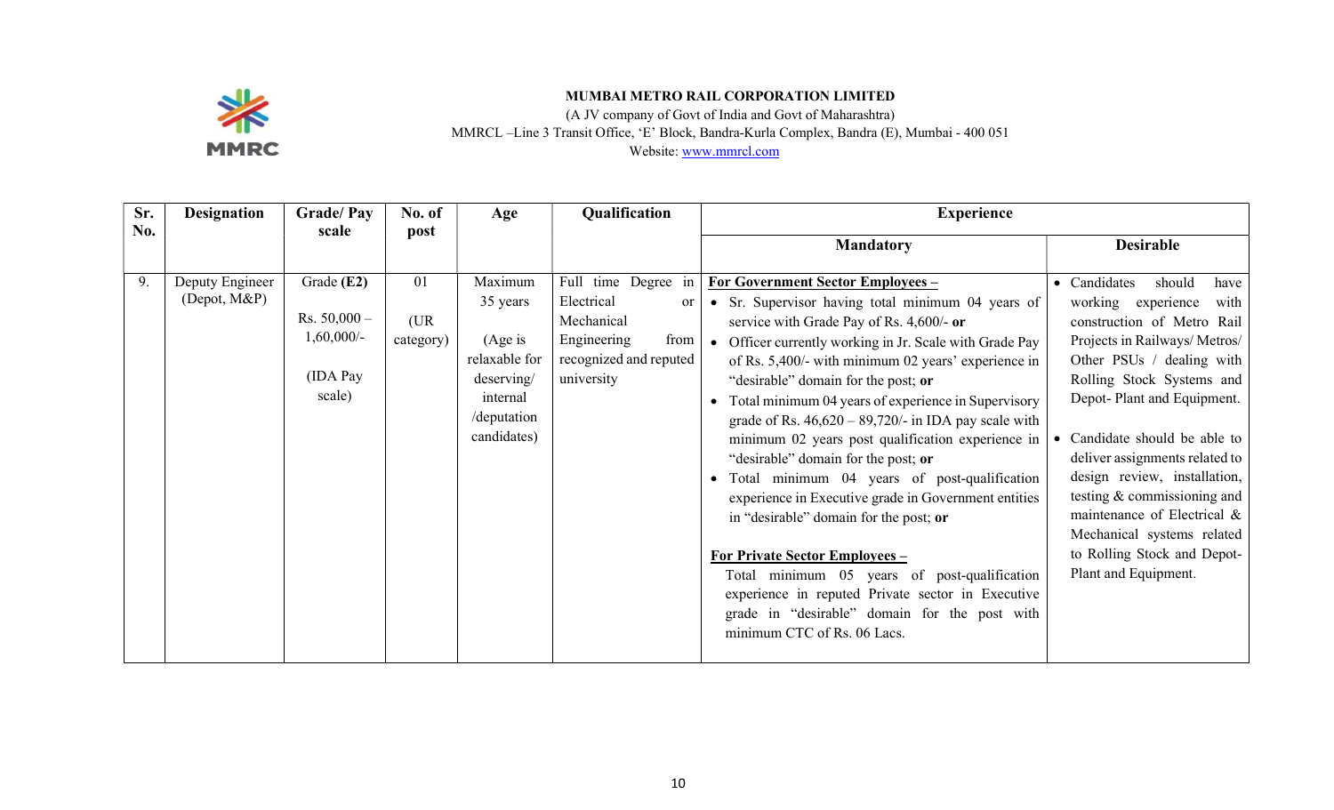**MUMBAI METRO RAIL CORPORATION LIMITED**

(A JV company of Govt of India and Govt of Maharashtra)

MMRCL –Line 3 Transit Office, 'E' Block, Bandra-Kurla Complex, Bandra (E), Mumbai - 400 051

Website: www.mmrcl.com

| Sr. No. | Designation | Grade/ Pay scale | No. of post | Age | Qualification | Experience | |
|---|---|---|---|---|---|---|---|
| | | | | | | **Mandatory** | **Desirable** |
| 9. | Deputy Engineer (Depot, M&P) | Grade **(E2)**<br><br>Rs. 50,000 – 1,60,000/-<br><br>(IDA Pay scale) | 01<br><br>(UR category) | Maximum 35 years<br><br>(Age is relaxable for deserving/ internal /deputation candidates) | Full time Degree in Electrical or Mechanical Engineering from recognized and reputed university | **For Government Sector Employees –**<br>• Sr. Supervisor having total minimum 04 years of service with Grade Pay of Rs. 4,600/- **or**<br>• Officer currently working in Jr. Scale with Grade Pay of Rs. 5,400/- with minimum 02 years' experience in "desirable" domain for the post; **or**<br>• Total minimum 04 years of experience in Supervisory grade of Rs. 46,620 – 89,720/- in IDA pay scale with minimum 02 years post qualification experience in "desirable" domain for the post; **or**<br>• Total minimum 04 years of post-qualification experience in Executive grade in Government entities in "desirable" domain for the post; **or**<br><br>**For Private Sector Employees –**<br>Total minimum 05 years of post-qualification experience in reputed Private sector in Executive grade in "desirable" domain for the post with minimum CTC of Rs. 06 Lacs. | • Candidates should have working experience with construction of Metro Rail Projects in Railways/ Metros/ Other PSUs / dealing with Rolling Stock Systems and Depot- Plant and Equipment.<br><br>• Candidate should be able to deliver assignments related to design review, installation, testing & commissioning and maintenance of Electrical & Mechanical systems related to Rolling Stock and Depot- Plant and Equipment. |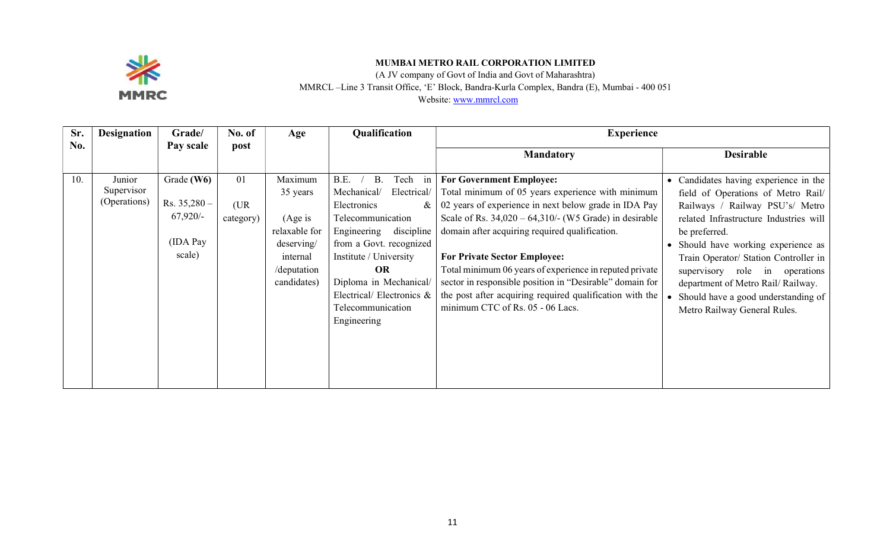**MUMBAI METRO RAIL CORPORATION LIMITED**
(A JV company of Govt of India and Govt of Maharashtra)
MMRCL –Line 3 Transit Office, 'E' Block, Bandra-Kurla Complex, Bandra (E), Mumbai - 400 051
Website: www.mmrcl.com

| Sr. No. | Designation | Grade/ Pay scale | No. of post | Age | Qualification | Experience | |
|---|---|---|---|---|---|---|---|
| | | | | | | **Mandatory** | **Desirable** |
| 10. | Junior Supervisor (Operations) | Grade **(W6)**<br><br>Rs. 35,280 – 67,920/-<br><br>(IDA Pay scale) | 01<br><br>(UR category) | Maximum 35 years<br><br>(Age is relaxable for deserving/ internal /deputation candidates) | B.E. / B. Tech in Mechanical/ Electrical/ Electronics & Telecommunication Engineering discipline from a Govt. recognized Institute / University<br>**OR**<br>Diploma in Mechanical/ Electrical/ Electronics & Telecommunication Engineering | **For Government Employee:**<br>Total minimum of 05 years experience with minimum 02 years of experience in next below grade in IDA Pay Scale of Rs. 34,020 – 64,310/- (W5 Grade) in desirable domain after acquiring required qualification.<br><br>**For Private Sector Employee:**<br>Total minimum 06 years of experience in reputed private sector in responsible position in "Desirable" domain for the post after acquiring required qualification with the minimum CTC of Rs. 05 - 06 Lacs. | • Candidates having experience in the field of Operations of Metro Rail/ Railways / Railway PSU's/ Metro related Infrastructure Industries will be preferred.<br>• Should have working experience as Train Operator/ Station Controller in supervisory role in operations department of Metro Rail/ Railway.<br>• Should have a good understanding of Metro Railway General Rules. |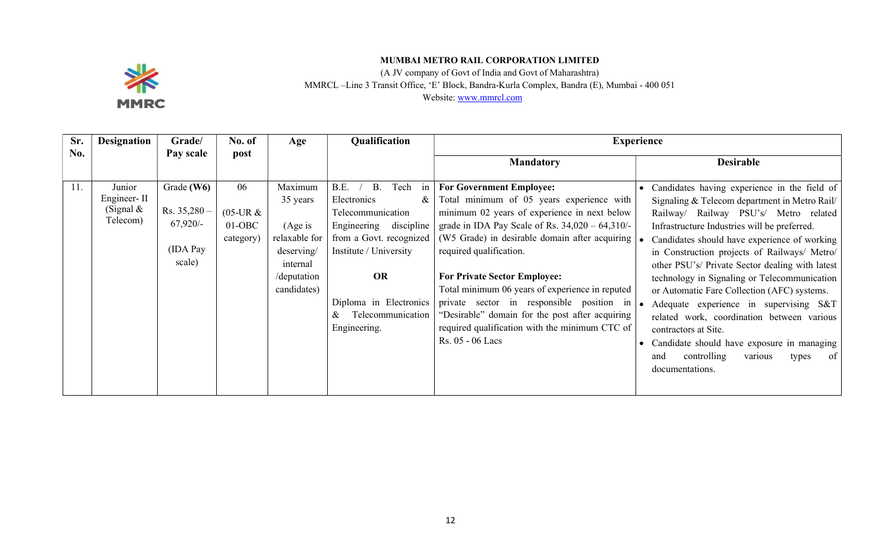**MUMBAI METRO RAIL CORPORATION LIMITED**

(A JV company of Govt of India and Govt of Maharashtra)

MMRCL –Line 3 Transit Office, 'E' Block, Bandra-Kurla Complex, Bandra (E), Mumbai - 400 051

Website: www.mmrcl.com

| Sr. No. | Designation | Grade/ Pay scale | No. of post | Age | Qualification | Experience | |
|---|---|---|---|---|---|---|---|
| | | | | | | **Mandatory** | **Desirable** |
| 11. | Junior Engineer- II (Signal & Telecom) | Grade **(W6)** Rs. 35,280 – 67,920/- (IDA Pay scale) | 06 (05-UR & 01-OBC category) | Maximum 35 years (Age is relaxable for deserving/ internal /deputation candidates) | B.E. / B. Tech in Electronics & Telecommunication Engineering discipline from a Govt. recognized Institute / University **OR** Diploma in Electronics & Telecommunication Engineering. | **For Government Employee:** Total minimum of 05 years experience with minimum 02 years of experience in next below grade in IDA Pay Scale of Rs. 34,020 – 64,310/- (W5 Grade) in desirable domain after acquiring required qualification. **For Private Sector Employee:** Total minimum 06 years of experience in reputed private sector in responsible position in "Desirable" domain for the post after acquiring required qualification with the minimum CTC of Rs. 05 - 06 Lacs | • Candidates having experience in the field of Signaling & Telecom department in Metro Rail/ Railway/ Railway PSU's/ Metro related Infrastructure Industries will be preferred. • Candidates should have experience of working in Construction projects of Railways/ Metro/ other PSU's/ Private Sector dealing with latest technology in Signaling or Telecommunication or Automatic Fare Collection (AFC) systems. • Adequate experience in supervising S&T related work, coordination between various contractors at Site. • Candidate should have exposure in managing and controlling various types of documentations. |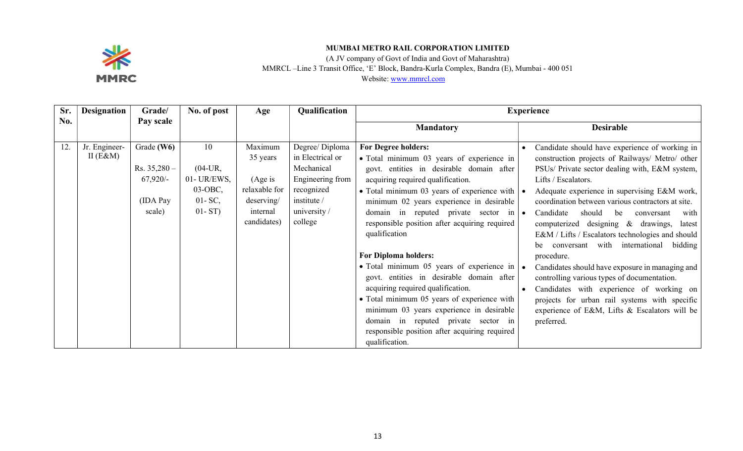**MUMBAI METRO RAIL CORPORATION LIMITED**

(A JV company of Govt of India and Govt of Maharashtra)

MMRCL –Line 3 Transit Office, 'E' Block, Bandra-Kurla Complex, Bandra (E), Mumbai - 400 051

Website: www.mmrcl.com

| Sr. No. | Designation | Grade/ Pay scale | No. of post | Age | Qualification | Experience | |
|---|---|---|---|---|---|---|---|
| | | | | | | **Mandatory** | **Desirable** |
| 12. | Jr. Engineer-II (E&M) | Grade **(W6)**<br><br>Rs. 35,280 – 67,920/-<br><br>(IDA Pay scale) | 10<br><br>(04-UR, 01- UR/EWS, 03-OBC, 01- SC, 01- ST) | Maximum 35 years<br><br>(Age is relaxable for deserving/ internal candidates) | Degree/ Diploma in Electrical or Mechanical Engineering from recognized institute / university / college | **For Degree holders:**<br>• Total minimum 03 years of experience in govt. entities in desirable domain after acquiring required qualification.<br>• Total minimum 03 years of experience with minimum 02 years experience in desirable domain in reputed private sector in responsible position after acquiring required qualification<br><br>**For Diploma holders:**<br>• Total minimum 05 years of experience in govt. entities in desirable domain after acquiring required qualification.<br>• Total minimum 05 years of experience with minimum 03 years experience in desirable domain in reputed private sector in responsible position after acquiring required qualification. | • Candidate should have experience of working in construction projects of Railways/ Metro/ other PSUs/ Private sector dealing with, E&M system, Lifts / Escalators.<br>• Adequate experience in supervising E&M work, coordination between various contractors at site.<br>• Candidate should be conversant with computerized designing & drawings, latest E&M / Lifts / Escalators technologies and should be conversant with international bidding procedure.<br>• Candidates should have exposure in managing and controlling various types of documentation.<br>• Candidates with experience of working on projects for urban rail systems with specific experience of E&M, Lifts & Escalators will be preferred. |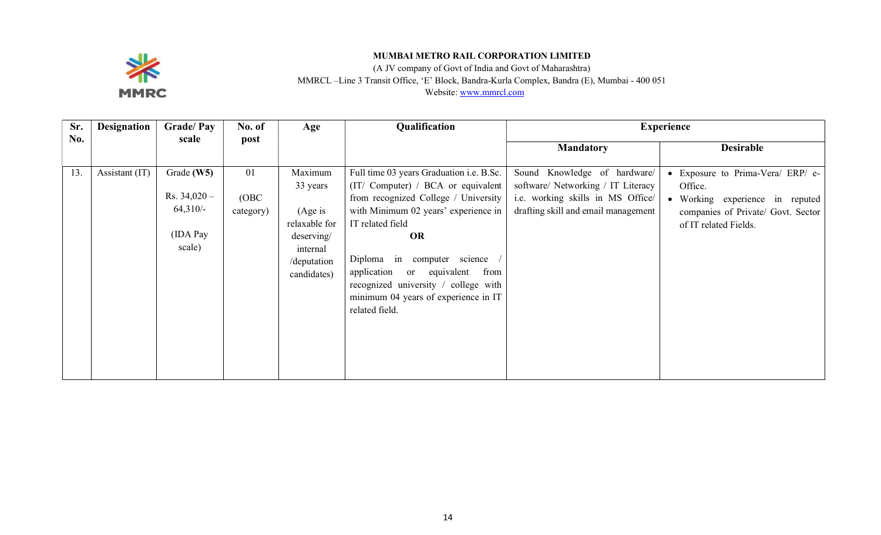**MUMBAI METRO RAIL CORPORATION LIMITED**

(A JV company of Govt of India and Govt of Maharashtra)

MMRCL –Line 3 Transit Office, 'E' Block, Bandra-Kurla Complex, Bandra (E), Mumbai - 400 051

Website: www.mmrcl.com

| Sr. No. | Designation | Grade/ Pay scale | No. of post | Age | Qualification | Experience | |
|---|---|---|---|---|---|---|---|
| | | | | | | **Mandatory** | **Desirable** |
| 13. | Assistant (IT) | Grade **(W5)** Rs. 34,020 – 64,310/- (IDA Pay scale) | 01 (OBC category) | Maximum 33 years (Age is relaxable for deserving/ internal /deputation candidates) | Full time 03 years Graduation i.e. B.Sc. (IT/ Computer) / BCA or equivalent from recognized College / University with Minimum 02 years' experience in IT related field **OR** Diploma in computer science / application or equivalent from recognized university / college with minimum 04 years of experience in IT related field. | Sound Knowledge of hardware/ software/ Networking / IT Literacy i.e. working skills in MS Office/ drafting skill and email management | • Exposure to Prima-Vera/ ERP/ e-Office. • Working experience in reputed companies of Private/ Govt. Sector of IT related Fields. |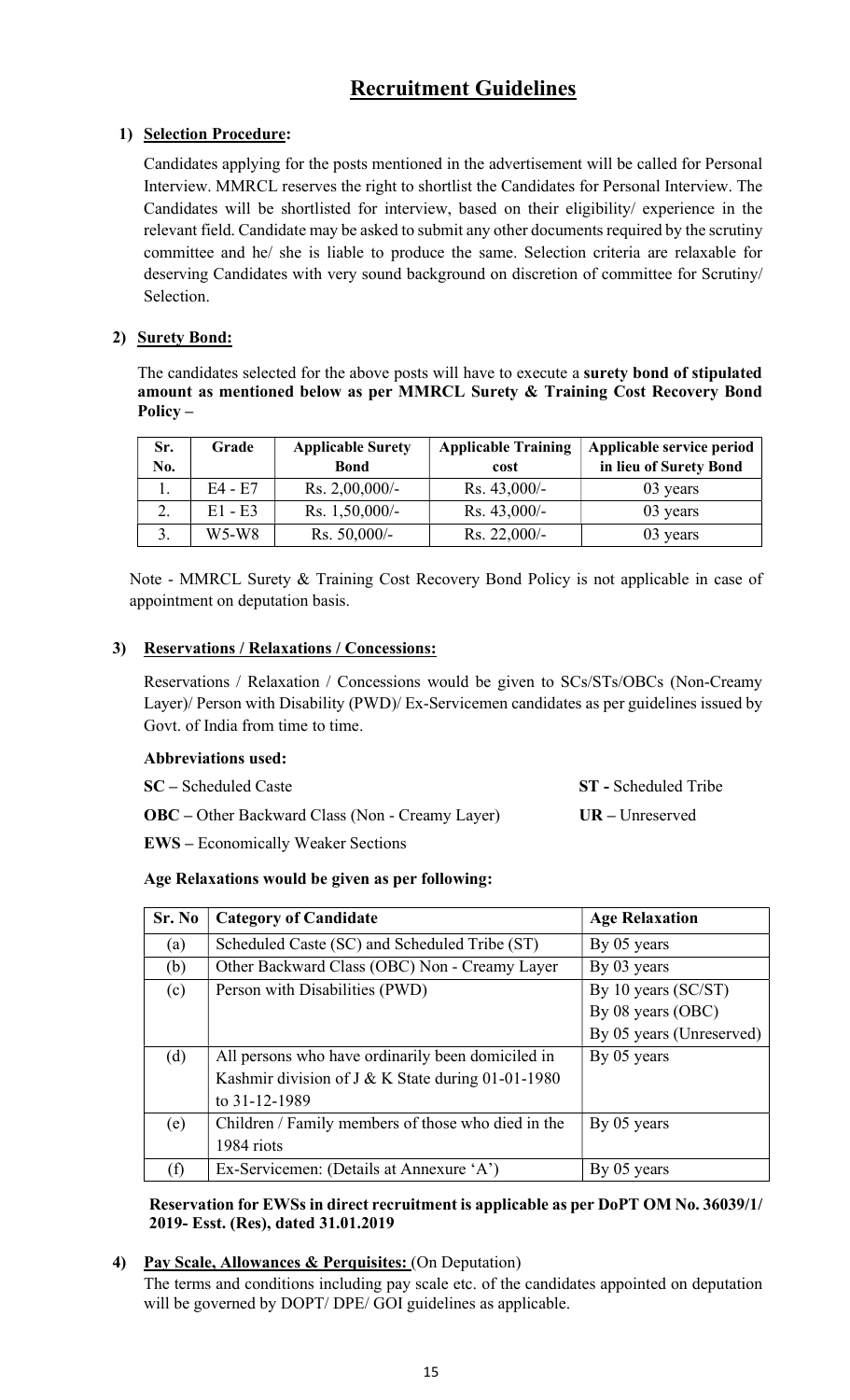# Recruitment Guidelines

**1) Selection Procedure:**

Candidates applying for the posts mentioned in the advertisement will be called for Personal Interview. MMRCL reserves the right to shortlist the Candidates for Personal Interview. The Candidates will be shortlisted for interview, based on their eligibility/ experience in the relevant field. Candidate may be asked to submit any other documents required by the scrutiny committee and he/ she is liable to produce the same. Selection criteria are relaxable for deserving Candidates with very sound background on discretion of committee for Scrutiny/ Selection.

**2) Surety Bond:**

The candidates selected for the above posts will have to execute a **surety bond of stipulated amount as mentioned below as per MMRCL Surety & Training Cost Recovery Bond Policy –**

| Sr. No. | Grade | Applicable Surety Bond | Applicable Training cost | Applicable service period in lieu of Surety Bond |
|---|---|---|---|---|
| 1. | E4 - E7 | Rs. 2,00,000/- | Rs. 43,000/- | 03 years |
| 2. | E1 - E3 | Rs. 1,50,000/- | Rs. 43,000/- | 03 years |
| 3. | W5-W8 | Rs. 50,000/- | Rs. 22,000/- | 03 years |

Note - MMRCL Surety & Training Cost Recovery Bond Policy is not applicable in case of appointment on deputation basis.

**3) Reservations / Relaxations / Concessions:**

Reservations / Relaxation / Concessions would be given to SCs/STs/OBCs (Non-Creamy Layer)/ Person with Disability (PWD)/ Ex-Servicemen candidates as per guidelines issued by Govt. of India from time to time.

**Abbreviations used:**

**SC –** Scheduled Caste

**ST -** Scheduled Tribe

**OBC –** Other Backward Class (Non - Creamy Layer)

**UR –** Unreserved

**EWS –** Economically Weaker Sections

**Age Relaxations would be given as per following:**

| Sr. No | Category of Candidate | Age Relaxation |
|---|---|---|
| (a) | Scheduled Caste (SC) and Scheduled Tribe (ST) | By 05 years |
| (b) | Other Backward Class (OBC) Non - Creamy Layer | By 03 years |
| (c) | Person with Disabilities (PWD) | By 10 years (SC/ST)<br>By 08 years (OBC)<br>By 05 years (Unreserved) |
| (d) | All persons who have ordinarily been domiciled in Kashmir division of J & K State during 01-01-1980 to 31-12-1989 | By 05 years |
| (e) | Children / Family members of those who died in the 1984 riots | By 05 years |
| (f) | Ex-Servicemen: (Details at Annexure 'A') | By 05 years |

**Reservation for EWSs in direct recruitment is applicable as per DoPT OM No. 36039/1/ 2019- Esst. (Res), dated 31.01.2019**

**4) Pay Scale, Allowances & Perquisites:** (On Deputation)

The terms and conditions including pay scale etc. of the candidates appointed on deputation will be governed by DOPT/ DPE/ GOI guidelines as applicable.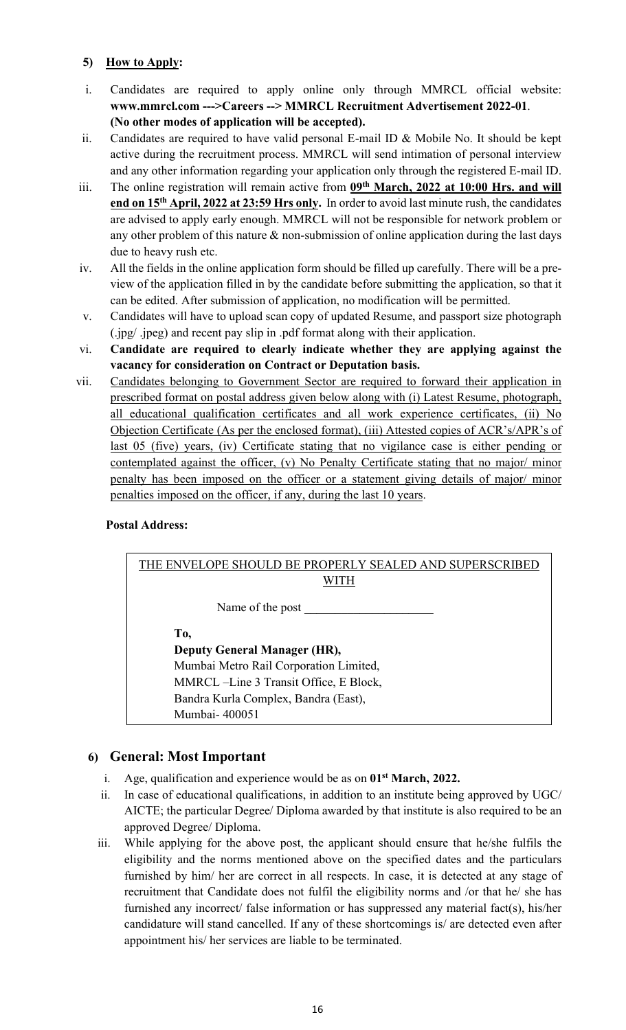#### 5) **How to Apply:**

i. Candidates are required to apply online only through MMRCL official website: **www.mmrcl.com --->Careers --> MMRCL Recruitment Advertisement 2022-01**. **(No other modes of application will be accepted).**

ii. Candidates are required to have valid personal E-mail ID & Mobile No. It should be kept active during the recruitment process. MMRCL will send intimation of personal interview and any other information regarding your application only through the registered E-mail ID.

iii. The online registration will remain active from **09th March, 2022 at 10:00 Hrs. and will end on 15th April, 2022 at 23:59 Hrs only.** In order to avoid last minute rush, the candidates are advised to apply early enough. MMRCL will not be responsible for network problem or any other problem of this nature & non-submission of online application during the last days due to heavy rush etc.

iv. All the fields in the online application form should be filled up carefully. There will be a preview of the application filled in by the candidate before submitting the application, so that it can be edited. After submission of application, no modification will be permitted.

v. Candidates will have to upload scan copy of updated Resume, and passport size photograph (.jpg/ .jpeg) and recent pay slip in .pdf format along with their application.

vi. **Candidate are required to clearly indicate whether they are applying against the vacancy for consideration on Contract or Deputation basis.**

vii. Candidates belonging to Government Sector are required to forward their application in prescribed format on postal address given below along with (i) Latest Resume, photograph, all educational qualification certificates and all work experience certificates, (ii) No Objection Certificate (As per the enclosed format), (iii) Attested copies of ACR's/APR's of last 05 (five) years, (iv) Certificate stating that no vigilance case is either pending or contemplated against the officer, (v) No Penalty Certificate stating that no major/ minor penalty has been imposed on the officer or a statement giving details of major/ minor penalties imposed on the officer, if any, during the last 10 years.

**Postal Address:**

| THE ENVELOPE SHOULD BE PROPERLY SEALED AND SUPERSCRIBED WITH |
|---|
| Name of the post \_\_\_\_\_\_\_\_\_\_\_\_\_\_\_\_\_\_\_\_ |
| **To,**<br>**Deputy General Manager (HR),**<br>Mumbai Metro Rail Corporation Limited,<br>MMRCL –Line 3 Transit Office, E Block,<br>Bandra Kurla Complex, Bandra (East),<br>Mumbai- 400051 |

### 6) General: Most Important

i. Age, qualification and experience would be as on **01st March, 2022.**

ii. In case of educational qualifications, in addition to an institute being approved by UGC/ AICTE; the particular Degree/ Diploma awarded by that institute is also required to be an approved Degree/ Diploma.

iii. While applying for the above post, the applicant should ensure that he/she fulfils the eligibility and the norms mentioned above on the specified dates and the particulars furnished by him/ her are correct in all respects. In case, it is detected at any stage of recruitment that Candidate does not fulfil the eligibility norms and /or that he/ she has furnished any incorrect/ false information or has suppressed any material fact(s), his/her candidature will stand cancelled. If any of these shortcomings is/ are detected even after appointment his/ her services are liable to be terminated.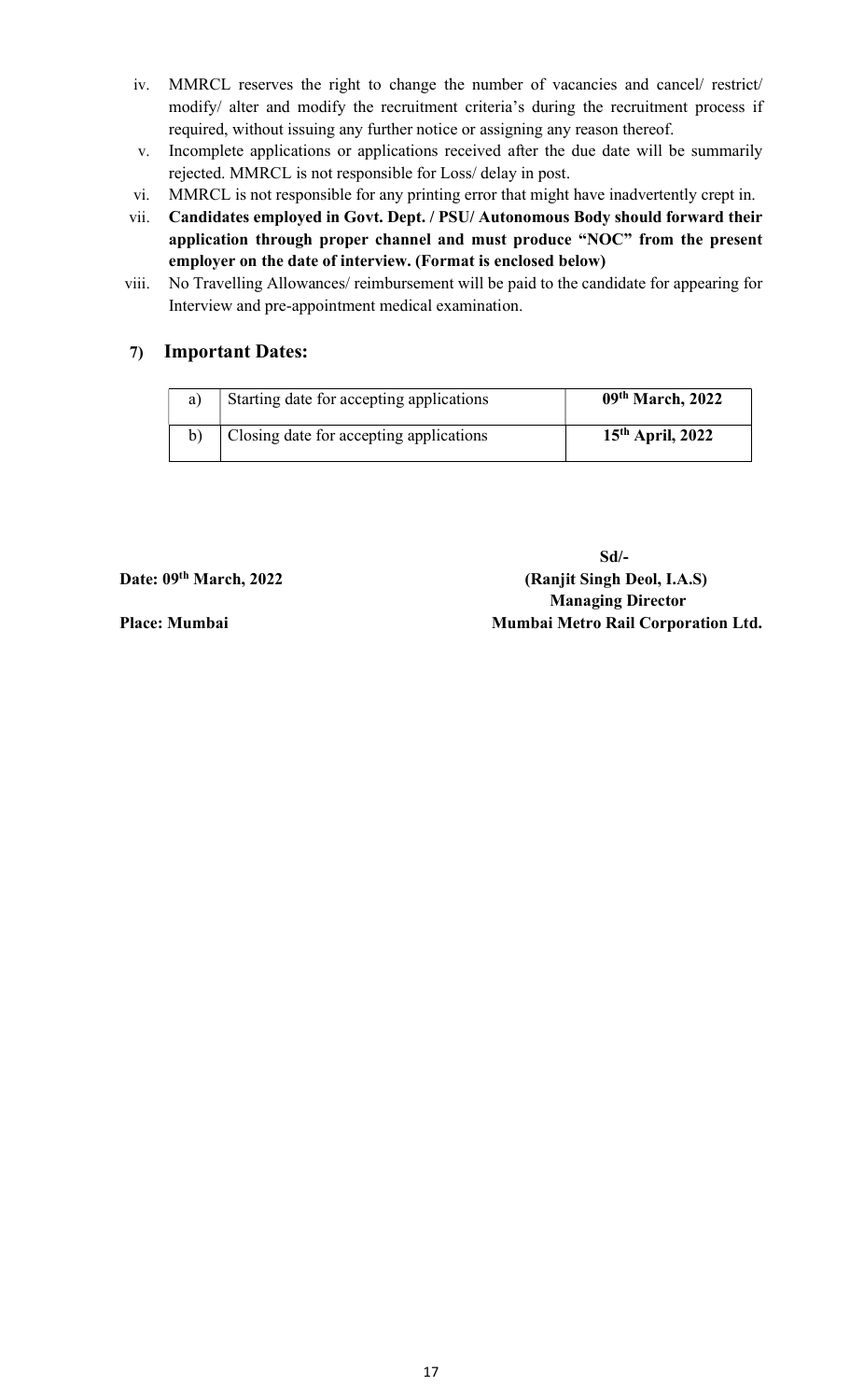iv. MMRCL reserves the right to change the number of vacancies and cancel/ restrict/ modify/ alter and modify the recruitment criteria's during the recruitment process if required, without issuing any further notice or assigning any reason thereof.

v. Incomplete applications or applications received after the due date will be summarily rejected. MMRCL is not responsible for Loss/ delay in post.

vi. MMRCL is not responsible for any printing error that might have inadvertently crept in.

vii. **Candidates employed in Govt. Dept. / PSU/ Autonomous Body should forward their application through proper channel and must produce "NOC" from the present employer on the date of interview. (Format is enclosed below)**

viii. No Travelling Allowances/ reimbursement will be paid to the candidate for appearing for Interview and pre-appointment medical examination.

## 7) Important Dates:

| a) | Starting date for accepting applications | **09th March, 2022** |
|---|---|---|
| b) | Closing date for accepting applications | **15th April, 2022** |

**Sd/-**

**Date: 09th March, 2022**

**(Ranjit Singh Deol, I.A.S)**
**Managing Director**

**Place: Mumbai**

**Mumbai Metro Rail Corporation Ltd.**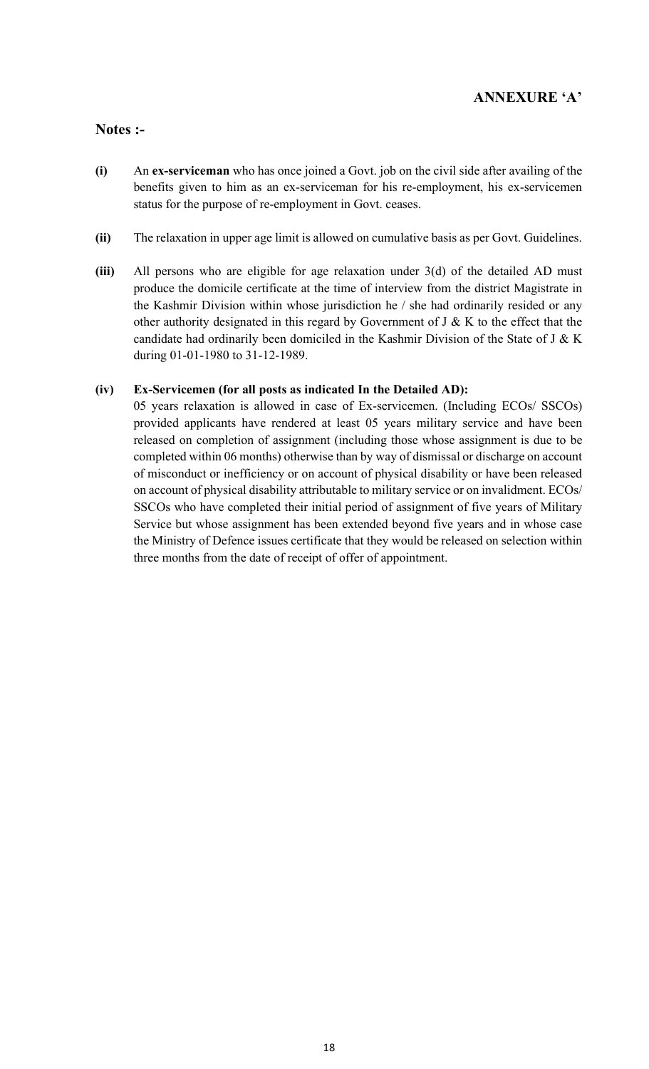## ANNEXURE 'A'

**Notes :-**

**(i)** An **ex-serviceman** who has once joined a Govt. job on the civil side after availing of the benefits given to him as an ex-serviceman for his re-employment, his ex-servicemen status for the purpose of re-employment in Govt. ceases.

**(ii)** The relaxation in upper age limit is allowed on cumulative basis as per Govt. Guidelines.

**(iii)** All persons who are eligible for age relaxation under 3(d) of the detailed AD must produce the domicile certificate at the time of interview from the district Magistrate in the Kashmir Division within whose jurisdiction he / she had ordinarily resided or any other authority designated in this regard by Government of J & K to the effect that the candidate had ordinarily been domiciled in the Kashmir Division of the State of J & K during 01-01-1980 to 31-12-1989.

**(iv) Ex-Servicemen (for all posts as indicated In the Detailed AD):**

05 years relaxation is allowed in case of Ex-servicemen. (Including ECOs/ SSCOs) provided applicants have rendered at least 05 years military service and have been released on completion of assignment (including those whose assignment is due to be completed within 06 months) otherwise than by way of dismissal or discharge on account of misconduct or inefficiency or on account of physical disability or have been released on account of physical disability attributable to military service or on invalidment. ECOs/ SSCOs who have completed their initial period of assignment of five years of Military Service but whose assignment has been extended beyond five years and in whose case the Ministry of Defence issues certificate that they would be released on selection within three months from the date of receipt of offer of appointment.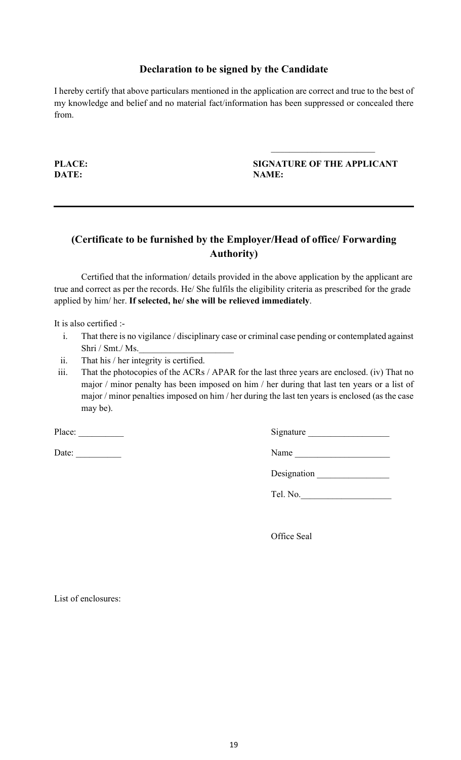### Declaration to be signed by the Candidate

I hereby certify that above particulars mentioned in the application are correct and true to the best of my knowledge and belief and no material fact/information has been suppressed or concealed there from.

______________________

**PLACE:** **SIGNATURE OF THE APPLICANT**

**DATE:** **NAME:**

---

### (Certificate to be furnished by the Employer/Head of office/ Forwarding Authority)

Certified that the information/ details provided in the above application by the applicant are true and correct as per the records. He/ She fulfils the eligibility criteria as prescribed for the grade applied by him/ her. **If selected, he/ she will be relieved immediately**.

It is also certified :-

i. That there is no vigilance / disciplinary case or criminal case pending or contemplated against Shri / Smt./ Ms.____________________

ii. That his / her integrity is certified.

iii. That the photocopies of the ACRs / APAR for the last three years are enclosed. (iv) That no major / minor penalty has been imposed on him / her during that last ten years or a list of major / minor penalties imposed on him / her during the last ten years is enclosed (as the case may be).

Place: __________

Date: __________

Signature _________________

Name ____________________

Designation _______________

Tel. No.___________________

Office Seal

List of enclosures: